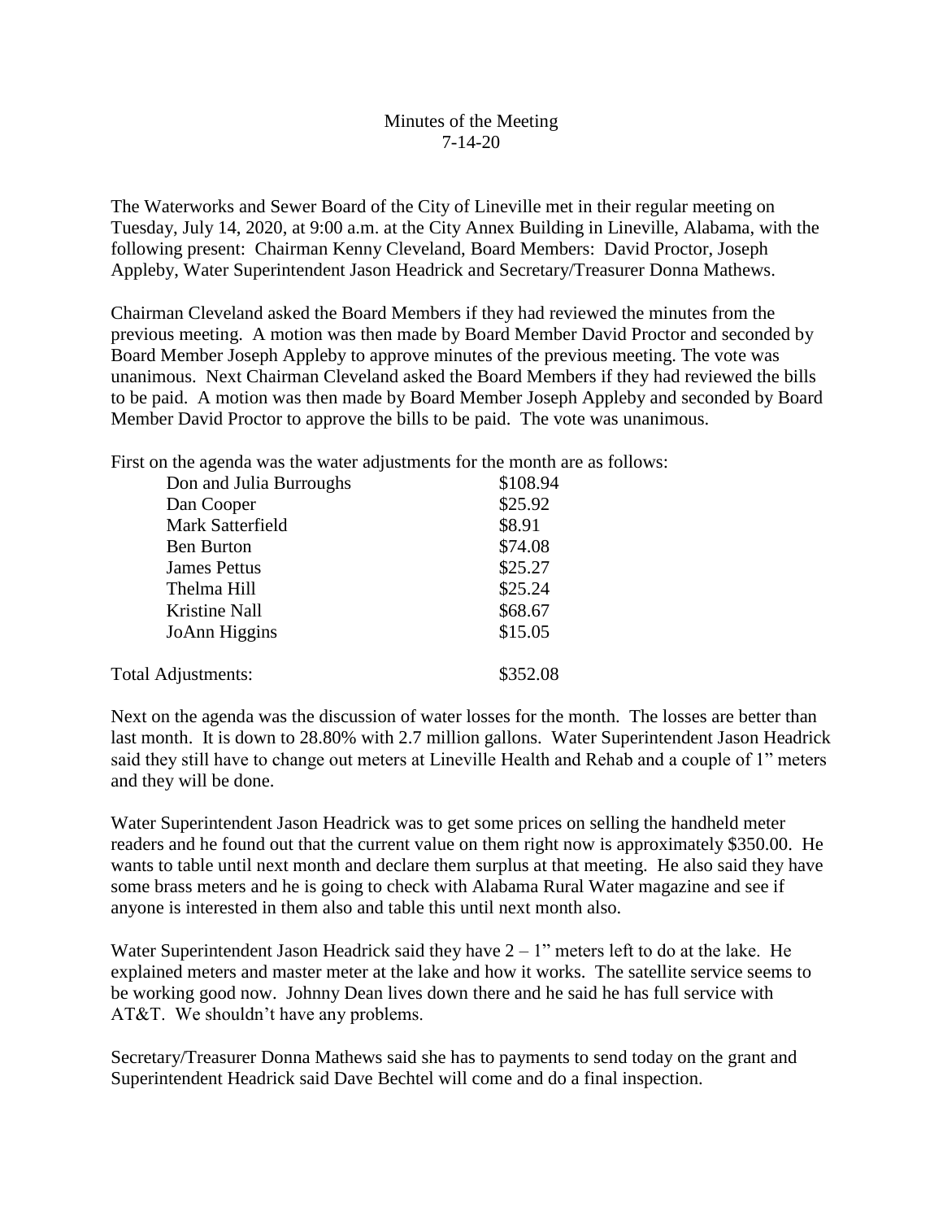# Minutes of the Meeting
7-14-20

The Waterworks and Sewer Board of the City of Lineville met in their regular meeting on Tuesday, July 14, 2020, at 9:00 a.m. at the City Annex Building in Lineville, Alabama, with the following present: Chairman Kenny Cleveland, Board Members: David Proctor, Joseph Appleby, Water Superintendent Jason Headrick and Secretary/Treasurer Donna Mathews.

Chairman Cleveland asked the Board Members if they had reviewed the minutes from the previous meeting. A motion was then made by Board Member David Proctor and seconded by Board Member Joseph Appleby to approve minutes of the previous meeting. The vote was unanimous. Next Chairman Cleveland asked the Board Members if they had reviewed the bills to be paid. A motion was then made by Board Member Joseph Appleby and seconded by Board Member David Proctor to approve the bills to be paid. The vote was unanimous.

First on the agenda was the water adjustments for the month are as follows:

| | |
|---|---|
| Don and Julia Burroughs | \$108.94 |
| Dan Cooper | \$25.92 |
| Mark Satterfield | \$8.91 |
| Ben Burton | \$74.08 |
| James Pettus | \$25.27 |
| Thelma Hill | \$25.24 |
| Kristine Nall | \$68.67 |
| JoAnn Higgins | \$15.05 |
| Total Adjustments: | \$352.08 |

Next on the agenda was the discussion of water losses for the month. The losses are better than last month. It is down to 28.80% with 2.7 million gallons. Water Superintendent Jason Headrick said they still have to change out meters at Lineville Health and Rehab and a couple of 1" meters and they will be done.

Water Superintendent Jason Headrick was to get some prices on selling the handheld meter readers and he found out that the current value on them right now is approximately \$350.00. He wants to table until next month and declare them surplus at that meeting. He also said they have some brass meters and he is going to check with Alabama Rural Water magazine and see if anyone is interested in them also and table this until next month also.

Water Superintendent Jason Headrick said they have 2 – 1" meters left to do at the lake. He explained meters and master meter at the lake and how it works. The satellite service seems to be working good now. Johnny Dean lives down there and he said he has full service with AT&T. We shouldn't have any problems.

Secretary/Treasurer Donna Mathews said she has to payments to send today on the grant and Superintendent Headrick said Dave Bechtel will come and do a final inspection.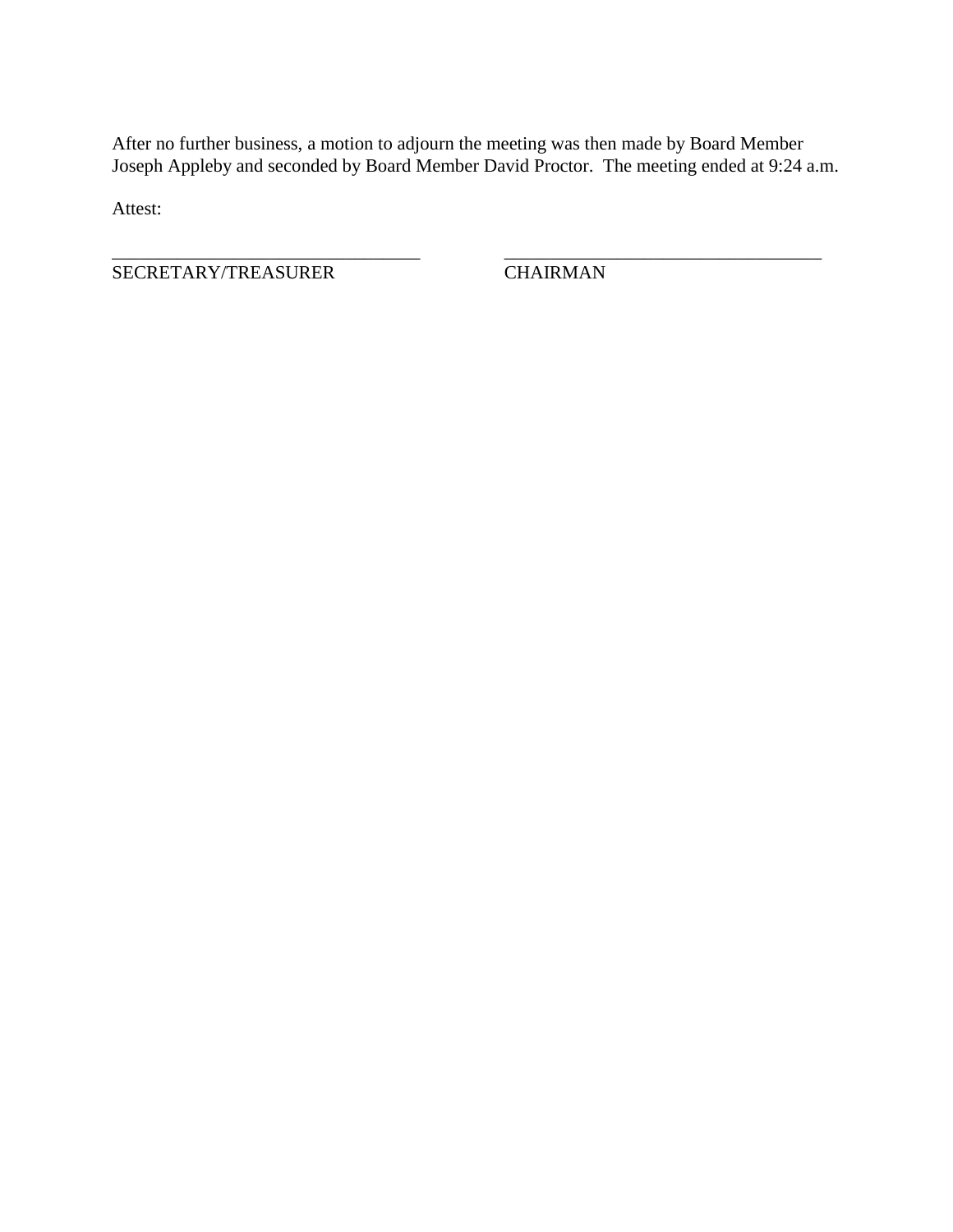After no further business, a motion to adjourn the meeting was then made by Board Member Joseph Appleby and seconded by Board Member David Proctor. The meeting ended at 9:24 a.m.

Attest:

| | |
|---|---|
| ________________________________ | ________________________________ |
| SECRETARY/TREASURER | CHAIRMAN |